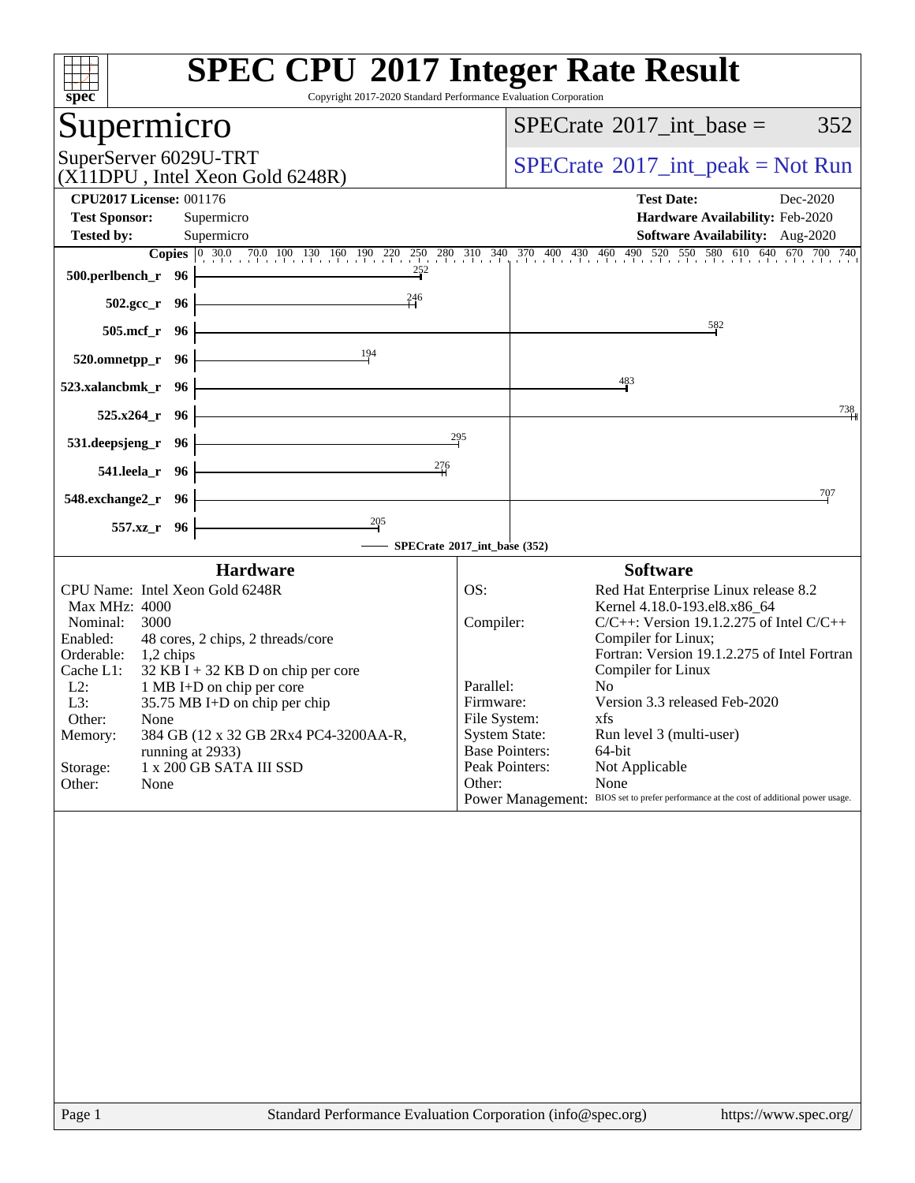# SPEC CPU 2017 Integer Rate Result

Copyright 2017-2020 Standard Performance Evaluation Corporation

## Supermicro

SuperServer 6029U-TRT
(X11DPU , Intel Xeon Gold 6248R)

SPECrate 2017_int_base = 352

SPECrate 2017_int_peak = Not Run

**CPU2017 License:** 001176
**Test Sponsor:** Supermicro
**Tested by:** Supermicro

**Test Date:** Dec-2020
**Hardware Availability:** Feb-2020
**Software Availability:** Aug-2020

| Benchmark | Copies | SPECrate 2017_int_base |
|---|---|---|
| 500.perlbench_r | 96 | 252 |
| 502.gcc_r | 96 | 246 |
| 505.mcf_r | 96 | 582 |
| 520.omnetpp_r | 96 | 194 |
| 523.xalancbmk_r | 96 | 483 |
| 525.x264_r | 96 | 738 |
| 531.deepsjeng_r | 96 | 295 |
| 541.leela_r | 96 | 276 |
| 548.exchange2_r | 96 | 707 |
| 557.xz_r | 96 | 205 |

SPECrate 2017_int_base (352)

### Hardware

| | |
|---|---|
| CPU Name: | Intel Xeon Gold 6248R |
| Max MHz: | 4000 |
| Nominal: | 3000 |
| Enabled: | 48 cores, 2 chips, 2 threads/core |
| Orderable: | 1,2 chips |
| Cache L1: | 32 KB I + 32 KB D on chip per core |
| L2: | 1 MB I+D on chip per core |
| L3: | 35.75 MB I+D on chip per chip |
| Other: | None |
| Memory: | 384 GB (12 x 32 GB 2Rx4 PC4-3200AA-R, running at 2933) |
| Storage: | 1 x 200 GB SATA III SSD |
| Other: | None |

### Software

| | |
|---|---|
| OS: | Red Hat Enterprise Linux release 8.2 Kernel 4.18.0-193.el8.x86_64 |
| Compiler: | C/C++: Version 19.1.2.275 of Intel C/C++ Compiler for Linux; Fortran: Version 19.1.2.275 of Intel Fortran Compiler for Linux |
| Parallel: | No |
| Firmware: | Version 3.3 released Feb-2020 |
| File System: | xfs |
| System State: | Run level 3 (multi-user) |
| Base Pointers: | 64-bit |
| Peak Pointers: | Not Applicable |
| Other: | None |
| Power Management: | BIOS set to prefer performance at the cost of additional power usage. |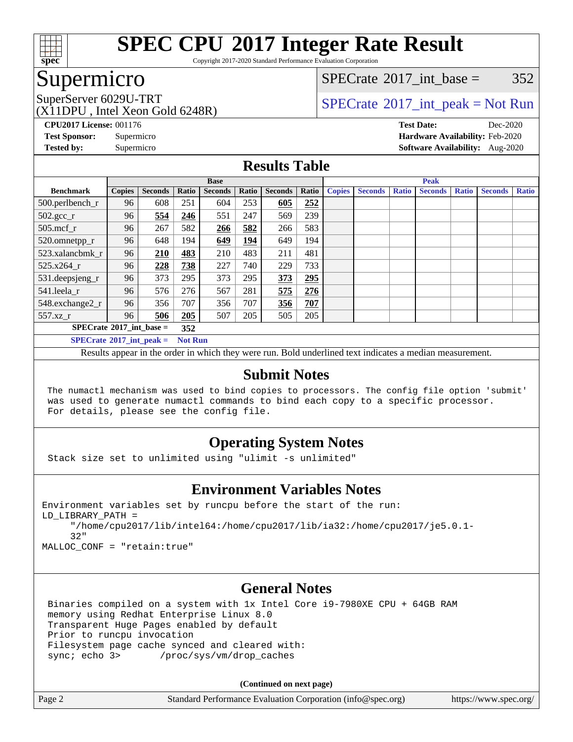# SPEC CPU 2017 Integer Rate Result

Copyright 2017-2020 Standard Performance Evaluation Corporation

## Supermicro

SuperServer 6029U-TRT
(X11DPU , Intel Xeon Gold 6248R)

SPECrate 2017_int_base = 352

SPECrate 2017_int_peak = Not Run

**CPU2017 License:** 001176
**Test Sponsor:** Supermicro
**Tested by:** Supermicro

**Test Date:** Dec-2020
**Hardware Availability:** Feb-2020
**Software Availability:** Aug-2020

## Results Table

| Benchmark | Base | | | | | | | Peak | | | | | | |
|---|---|---|---|---|---|---|---|---|---|---|---|---|---|---|
| | Copies | Seconds | Ratio | Seconds | Ratio | Seconds | Ratio | Copies | Seconds | Ratio | Seconds | Ratio | Seconds | Ratio |
| 500.perlbench_r | 96 | 608 | 251 | 604 | 253 | **605** | **252** | | | | | | | |
| 502.gcc_r | 96 | **554** | **246** | 551 | 247 | 569 | 239 | | | | | | | |
| 505.mcf_r | 96 | 267 | 582 | **266** | **582** | 266 | 583 | | | | | | | |
| 520.omnetpp_r | 96 | 648 | 194 | **649** | **194** | 649 | 194 | | | | | | | |
| 523.xalancbmk_r | 96 | **210** | **483** | 210 | 483 | 211 | 481 | | | | | | | |
| 525.x264_r | 96 | **228** | **738** | 227 | 740 | 229 | 733 | | | | | | | |
| 531.deepsjeng_r | 96 | 373 | 295 | 373 | 295 | **373** | **295** | | | | | | | |
| 541.leela_r | 96 | 576 | 276 | 567 | 281 | **575** | **276** | | | | | | | |
| 548.exchange2_r | 96 | 356 | 707 | 356 | 707 | **356** | **707** | | | | | | | |
| 557.xz_r | 96 | **506** | **205** | 507 | 205 | 505 | 205 | | | | | | | |

**SPECrate 2017_int_base = 352**

**SPECrate 2017_int_peak = Not Run**

Results appear in the order in which they were run. Bold underlined text indicates a median measurement.

## Submit Notes

The numactl mechanism was used to bind copies to processors. The config file option 'submit' was used to generate numactl commands to bind each copy to a specific processor. For details, please see the config file.

## Operating System Notes

Stack size set to unlimited using "ulimit -s unlimited"

## Environment Variables Notes

```
Environment variables set by runcpu before the start of the run:
LD_LIBRARY_PATH =
     "/home/cpu2017/lib/intel64:/home/cpu2017/lib/ia32:/home/cpu2017/je5.0.1-
     32"
MALLOC_CONF = "retain:true"
```

## General Notes

```
Binaries compiled on a system with 1x Intel Core i9-7980XE CPU + 64GB RAM
memory using Redhat Enterprise Linux 8.0
Transparent Huge Pages enabled by default
Prior to runcpu invocation
Filesystem page cache synced and cleared with:
sync; echo 3>       /proc/sys/vm/drop_caches
```

**(Continued on next page)**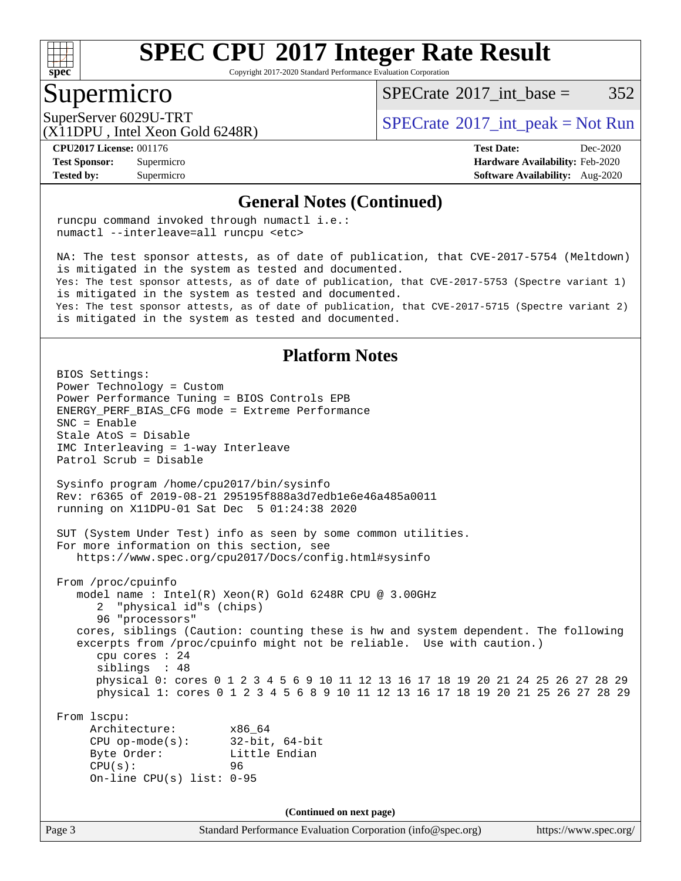# General Notes (Continued)

```
runcpu command invoked through numactl i.e.:
numactl --interleave=all runcpu <etc>

NA: The test sponsor attests, as of date of publication, that CVE-2017-5754 (Meltdown)
is mitigated in the system as tested and documented.
Yes: The test sponsor attests, as of date of publication, that CVE-2017-5753 (Spectre variant 1)
is mitigated in the system as tested and documented.
Yes: The test sponsor attests, as of date of publication, that CVE-2017-5715 (Spectre variant 2)
is mitigated in the system as tested and documented.
```

# Platform Notes

```
BIOS Settings:
Power Technology = Custom
Power Performance Tuning = BIOS Controls EPB
ENERGY_PERF_BIAS_CFG mode = Extreme Performance
SNC = Enable
Stale AtoS = Disable
IMC Interleaving = 1-way Interleave
Patrol Scrub = Disable

Sysinfo program /home/cpu2017/bin/sysinfo
Rev: r6365 of 2019-08-21 295195f888a3d7edb1e6e46a485a0011
running on X11DPU-01 Sat Dec  5 01:24:38 2020

SUT (System Under Test) info as seen by some common utilities.
For more information on this section, see
   https://www.spec.org/cpu2017/Docs/config.html#sysinfo

From /proc/cpuinfo
   model name : Intel(R) Xeon(R) Gold 6248R CPU @ 3.00GHz
      2  "physical id"s (chips)
      96 "processors"
   cores, siblings (Caution: counting these is hw and system dependent. The following
   excerpts from /proc/cpuinfo might not be reliable.  Use with caution.)
      cpu cores : 24
      siblings  : 48
      physical 0: cores 0 1 2 3 4 5 6 9 10 11 12 13 16 17 18 19 20 21 24 25 26 27 28 29
      physical 1: cores 0 1 2 3 4 5 6 8 9 10 11 12 13 16 17 18 19 20 21 25 26 27 28 29

From lscpu:
     Architecture:        x86_64
     CPU op-mode(s):      32-bit, 64-bit
     Byte Order:          Little Endian
     CPU(s):              96
     On-line CPU(s) list: 0-95
```

(Continued on next page)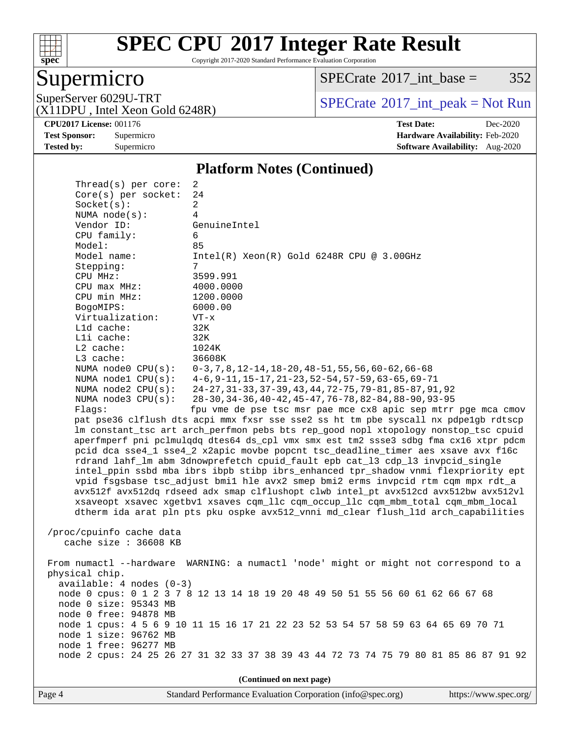## Platform Notes (Continued)

```
Thread(s) per core:  2
Core(s) per socket:  24
Socket(s):           2
NUMA node(s):        4
Vendor ID:           GenuineIntel
CPU family:          6
Model:               85
Model name:          Intel(R) Xeon(R) Gold 6248R CPU @ 3.00GHz
Stepping:            7
CPU MHz:             3599.991
CPU max MHz:         4000.0000
CPU min MHz:         1200.0000
BogoMIPS:            6000.00
Virtualization:      VT-x
L1d cache:           32K
L1i cache:           32K
L2 cache:            1024K
L3 cache:            36608K
NUMA node0 CPU(s):   0-3,7,8,12-14,18-20,48-51,55,56,60-62,66-68
NUMA node1 CPU(s):   4-6,9-11,15-17,21-23,52-54,57-59,63-65,69-71
NUMA node2 CPU(s):   24-27,31-33,37-39,43,44,72-75,79-81,85-87,91,92
NUMA node3 CPU(s):   28-30,34-36,40-42,45-47,76-78,82-84,88-90,93-95
Flags:               fpu vme de pse tsc msr pae mce cx8 apic sep mtrr pge mca cmov
pat pse36 clflush dts acpi mmx fxsr sse sse2 ss ht tm pbe syscall nx pdpe1gb rdtscp
lm constant_tsc art arch_perfmon pebs bts rep_good nopl xtopology nonstop_tsc cpuid
aperfmperf pni pclmulqdq dtes64 ds_cpl vmx smx est tm2 ssse3 sdbg fma cx16 xtpr pdcm
pcid dca sse4_1 sse4_2 x2apic movbe popcnt tsc_deadline_timer aes xsave avx f16c
rdrand lahf_lm abm 3dnowprefetch cpuid_fault epb cat_l3 cdp_l3 invpcid_single
intel_ppin ssbd mba ibrs ibpb stibp ibrs_enhanced tpr_shadow vnmi flexpriority ept
vpid fsgsbase tsc_adjust bmi1 hle avx2 smep bmi2 erms invpcid rtm cqm mpx rdt_a
avx512f avx512dq rdseed adx smap clflushopt clwb intel_pt avx512cd avx512bw avx512vl
xsaveopt xsavec xgetbv1 xsaves cqm_llc cqm_occup_llc cqm_mbm_total cqm_mbm_local
dtherm ida arat pln pts pku ospke avx512_vnni md_clear flush_l1d arch_capabilities

/proc/cpuinfo cache data
   cache size : 36608 KB

From numactl --hardware  WARNING: a numactl 'node' might or might not correspond to a
physical chip.
  available: 4 nodes (0-3)
  node 0 cpus: 0 1 2 3 7 8 12 13 14 18 19 20 48 49 50 51 55 56 60 61 62 66 67 68
  node 0 size: 95343 MB
  node 0 free: 94878 MB
  node 1 cpus: 4 5 6 9 10 11 15 16 17 21 22 23 52 53 54 57 58 59 63 64 65 69 70 71
  node 1 size: 96762 MB
  node 1 free: 96277 MB
  node 2 cpus: 24 25 26 27 31 32 33 37 38 39 43 44 72 73 74 75 79 80 81 85 86 87 91 92
```

(Continued on next page)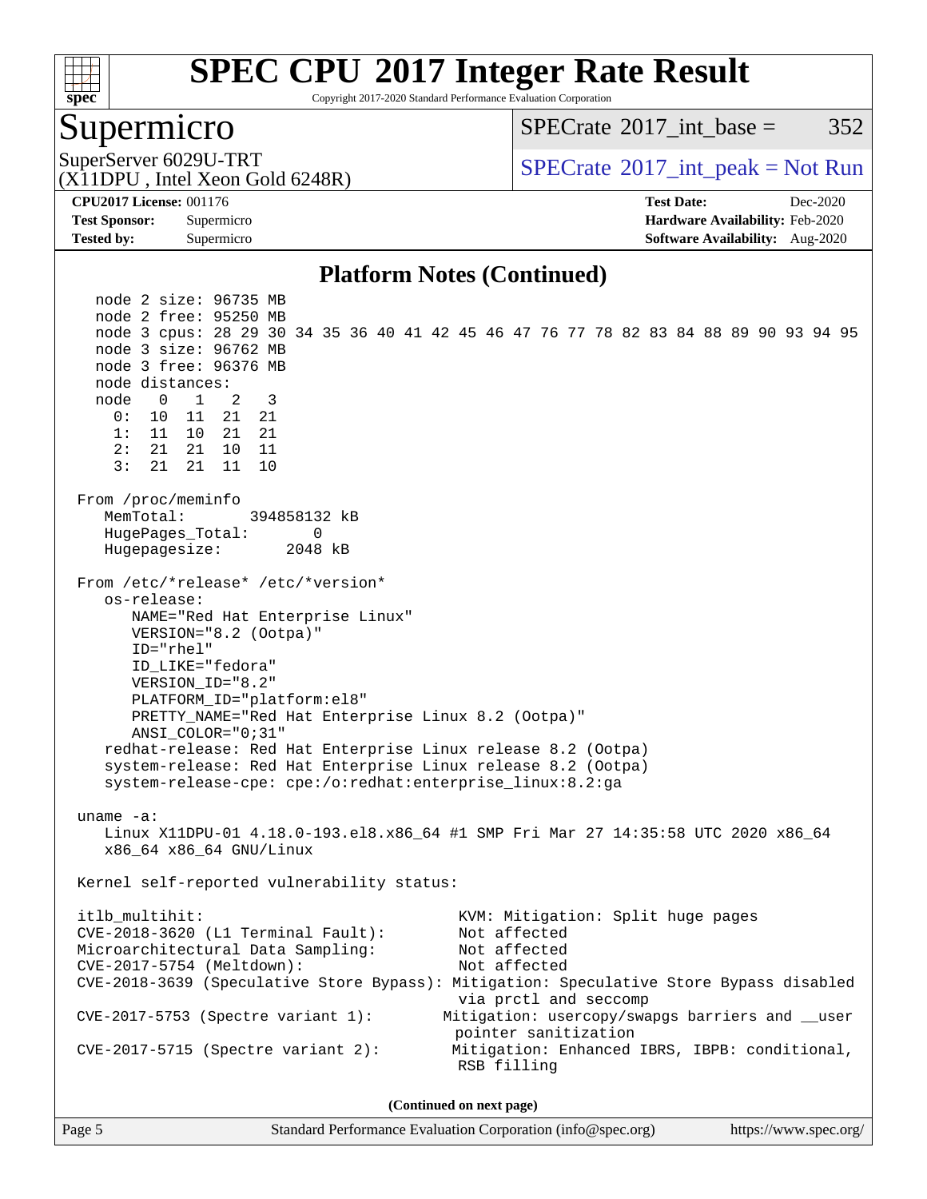# SPEC CPU 2017 Integer Rate Result

Copyright 2017-2020 Standard Performance Evaluation Corporation

## Supermicro

SuperServer 6029U-TRT
(X11DPU , Intel Xeon Gold 6248R)

SPECrate 2017_int_base = 352

SPECrate 2017_int_peak = Not Run

**CPU2017 License:** 001176
**Test Sponsor:** Supermicro
**Tested by:** Supermicro

**Test Date:** Dec-2020
**Hardware Availability:** Feb-2020
**Software Availability:** Aug-2020

### Platform Notes (Continued)

```
    node 2 size: 96735 MB
    node 2 free: 95250 MB
    node 3 cpus: 28 29 30 34 35 36 40 41 42 45 46 47 76 77 78 82 83 84 88 89 90 93 94 95
    node 3 size: 96762 MB
    node 3 free: 96376 MB
    node distances:
    node   0   1   2   3
      0:  10  11  21  21
      1:  11  10  21  21
      2:  21  21  10  11
      3:  21  21  11  10

 From /proc/meminfo
    MemTotal:       394858132 kB
    HugePages_Total:       0
    Hugepagesize:       2048 kB

 From /etc/*release* /etc/*version*
    os-release:
       NAME="Red Hat Enterprise Linux"
       VERSION="8.2 (Ootpa)"
       ID="rhel"
       ID_LIKE="fedora"
       VERSION_ID="8.2"
       PLATFORM_ID="platform:el8"
       PRETTY_NAME="Red Hat Enterprise Linux 8.2 (Ootpa)"
       ANSI_COLOR="0;31"
    redhat-release: Red Hat Enterprise Linux release 8.2 (Ootpa)
    system-release: Red Hat Enterprise Linux release 8.2 (Ootpa)
    system-release-cpe: cpe:/o:redhat:enterprise_linux:8.2:ga

 uname -a:
    Linux X11DPU-01 4.18.0-193.el8.x86_64 #1 SMP Fri Mar 27 14:35:58 UTC 2020 x86_64
    x86_64 x86_64 GNU/Linux

 Kernel self-reported vulnerability status:

 itlb_multihit:                                   KVM: Mitigation: Split huge pages
 CVE-2018-3620 (L1 Terminal Fault):               Not affected
 Microarchitectural Data Sampling:                Not affected
 CVE-2017-5754 (Meltdown):                        Not affected
 CVE-2018-3639 (Speculative Store Bypass): Mitigation: Speculative Store Bypass disabled
                                                  via prctl and seccomp
 CVE-2017-5753 (Spectre variant 1):             Mitigation: usercopy/swapgs barriers and __user
                                                  pointer sanitization
 CVE-2017-5715 (Spectre variant 2):              Mitigation: Enhanced IBRS, IBPB: conditional,
                                                  RSB filling
```

(Continued on next page)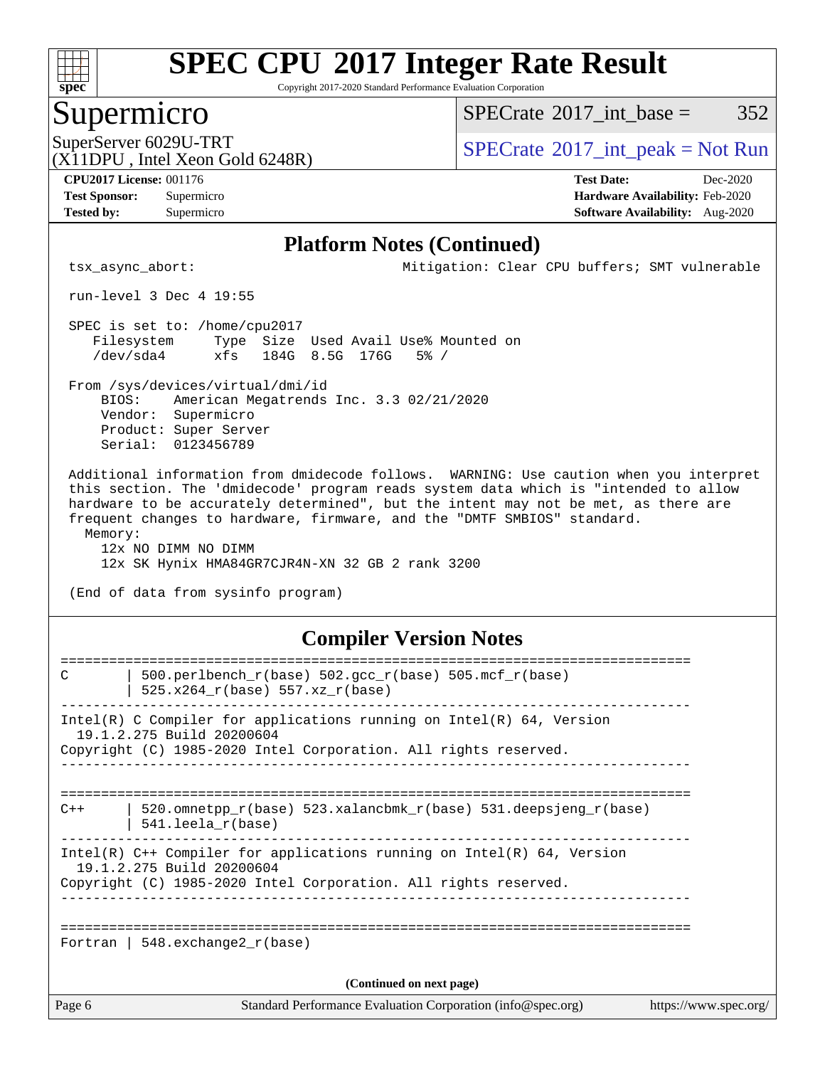## Platform Notes (Continued)

```
tsx_async_abort:                              Mitigation: Clear CPU buffers; SMT vulnerable

run-level 3 Dec 4 19:55

SPEC is set to: /home/cpu2017
   Filesystem     Type  Size  Used Avail Use% Mounted on
   /dev/sda4      xfs   184G  8.5G  176G   5% /

From /sys/devices/virtual/dmi/id
    BIOS:    American Megatrends Inc. 3.3 02/21/2020
    Vendor:  Supermicro
    Product: Super Server
    Serial:  0123456789

Additional information from dmidecode follows.  WARNING: Use caution when you interpret
this section. The 'dmidecode' program reads system data which is "intended to allow
hardware to be accurately determined", but the intent may not be met, as there are
frequent changes to hardware, firmware, and the "DMTF SMBIOS" standard.
  Memory:
    12x NO DIMM NO DIMM
    12x SK Hynix HMA84GR7CJR4N-XN 32 GB 2 rank 3200

(End of data from sysinfo program)
```

## Compiler Version Notes

```
==============================================================================
C       | 500.perlbench_r(base) 502.gcc_r(base) 505.mcf_r(base)
        | 525.x264_r(base) 557.xz_r(base)
------------------------------------------------------------------------------
Intel(R) C Compiler for applications running on Intel(R) 64, Version
  19.1.2.275 Build 20200604
Copyright (C) 1985-2020 Intel Corporation. All rights reserved.
------------------------------------------------------------------------------

==============================================================================
C++     | 520.omnetpp_r(base) 523.xalancbmk_r(base) 531.deepsjeng_r(base)
        | 541.leela_r(base)
------------------------------------------------------------------------------
Intel(R) C++ Compiler for applications running on Intel(R) 64, Version
  19.1.2.275 Build 20200604
Copyright (C) 1985-2020 Intel Corporation. All rights reserved.
------------------------------------------------------------------------------

==============================================================================
Fortran | 548.exchange2_r(base)
```

(Continued on next page)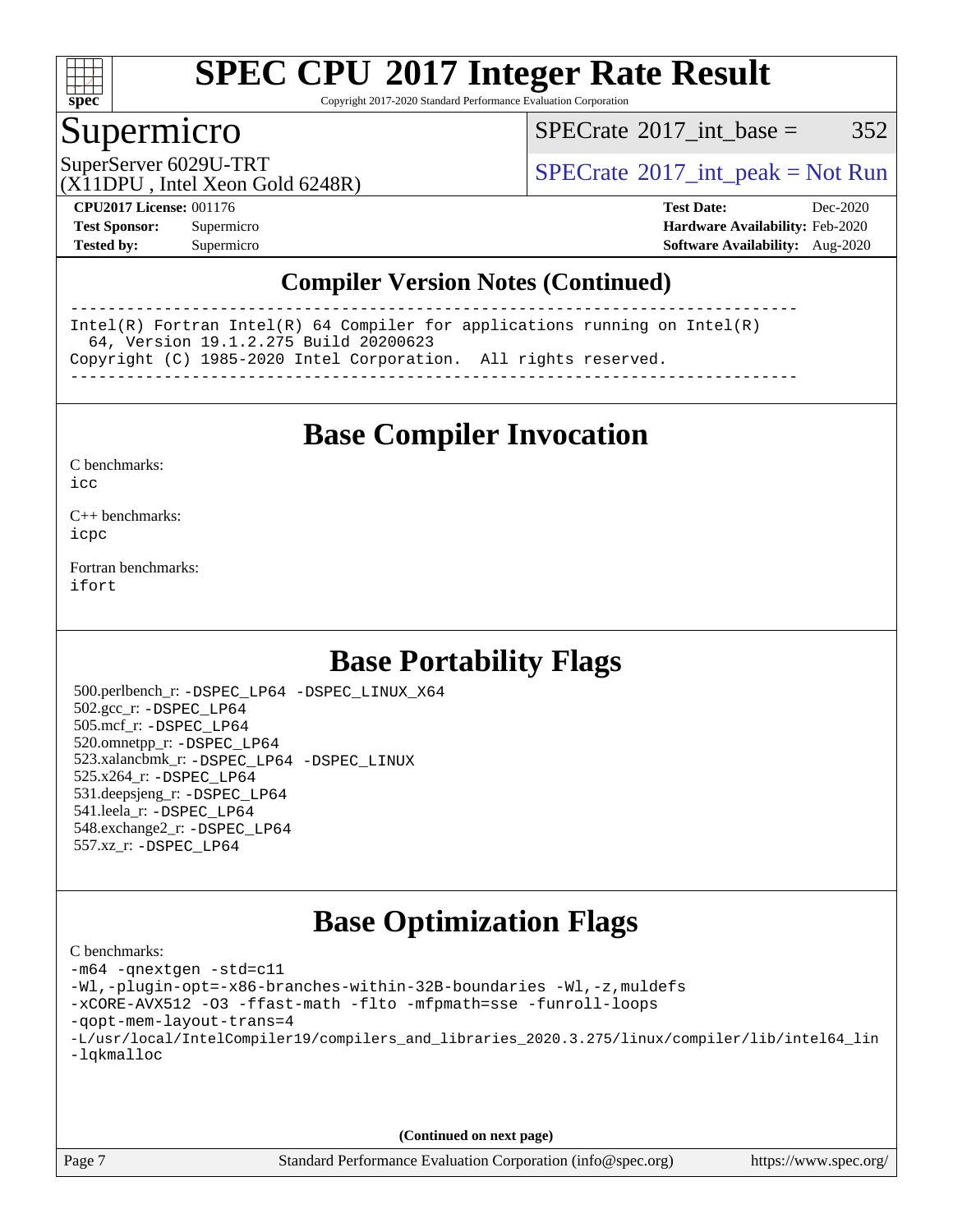## Compiler Version Notes (Continued)

```
==============================================================================
Intel(R) Fortran Intel(R) 64 Compiler for applications running on Intel(R)
  64, Version 19.1.2.275 Build 20200623
Copyright (C) 1985-2020 Intel Corporation.  All rights reserved.
------------------------------------------------------------------------------
```

# Base Compiler Invocation

C benchmarks:
icc

C++ benchmarks:
icpc

Fortran benchmarks:
ifort

# Base Portability Flags

500.perlbench_r: -DSPEC_LP64 -DSPEC_LINUX_X64
502.gcc_r: -DSPEC_LP64
505.mcf_r: -DSPEC_LP64
520.omnetpp_r: -DSPEC_LP64
523.xalancbmk_r: -DSPEC_LP64 -DSPEC_LINUX
525.x264_r: -DSPEC_LP64
531.deepsjeng_r: -DSPEC_LP64
541.leela_r: -DSPEC_LP64
548.exchange2_r: -DSPEC_LP64
557.xz_r: -DSPEC_LP64

# Base Optimization Flags

C benchmarks:

```
-m64 -qnextgen -std=c11
-Wl,-plugin-opt=-x86-branches-within-32B-boundaries -Wl,-z,muldefs
-xCORE-AVX512 -O3 -ffast-math -flto -mfpmath=sse -funroll-loops
-qopt-mem-layout-trans=4
-L/usr/local/IntelCompiler19/compilers_and_libraries_2020.3.275/linux/compiler/lib/intel64_lin
-lqkmalloc
```

**(Continued on next page)**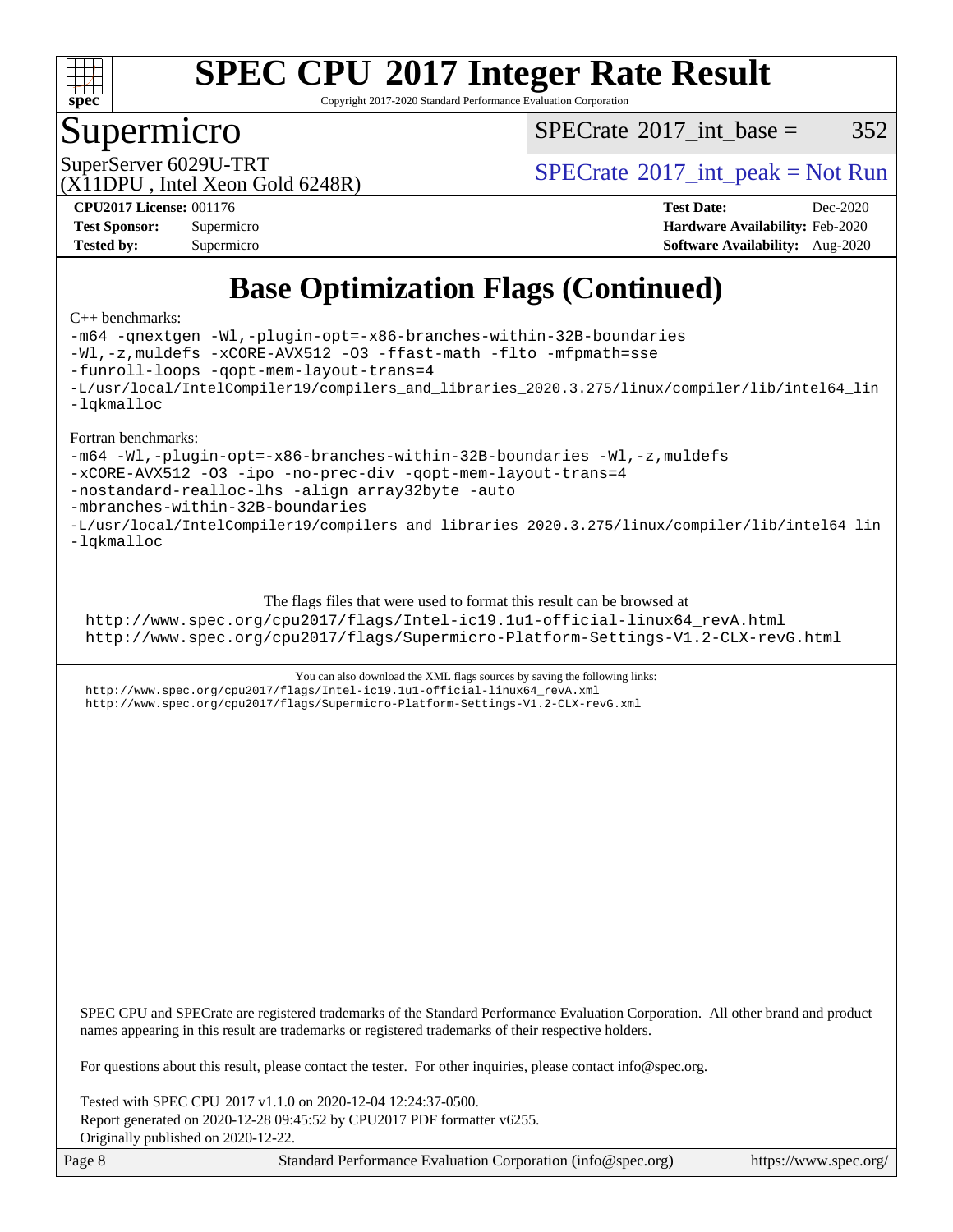# Base Optimization Flags (Continued)

C++ benchmarks:

```
-m64 -qnextgen -Wl,-plugin-opt=-x86-branches-within-32B-boundaries
-Wl,-z,muldefs -xCORE-AVX512 -O3 -ffast-math -flto -mfpmath=sse
-funroll-loops -qopt-mem-layout-trans=4
-L/usr/local/IntelCompiler19/compilers_and_libraries_2020.3.275/linux/compiler/lib/intel64_lin
-lqkmalloc
```

Fortran benchmarks:

```
-m64 -Wl,-plugin-opt=-x86-branches-within-32B-boundaries -Wl,-z,muldefs
-xCORE-AVX512 -O3 -ipo -no-prec-div -qopt-mem-layout-trans=4
-nostandard-realloc-lhs -align array32byte -auto
-mbranches-within-32B-boundaries
-L/usr/local/IntelCompiler19/compilers_and_libraries_2020.3.275/linux/compiler/lib/intel64_lin
-lqkmalloc
```

The flags files that were used to format this result can be browsed at
http://www.spec.org/cpu2017/flags/Intel-ic19.1u1-official-linux64_revA.html
http://www.spec.org/cpu2017/flags/Supermicro-Platform-Settings-V1.2-CLX-revG.html

You can also download the XML flags sources by saving the following links:
http://www.spec.org/cpu2017/flags/Intel-ic19.1u1-official-linux64_revA.xml
http://www.spec.org/cpu2017/flags/Supermicro-Platform-Settings-V1.2-CLX-revG.xml

SPEC CPU and SPECrate are registered trademarks of the Standard Performance Evaluation Corporation. All other brand and product names appearing in this result are trademarks or registered trademarks of their respective holders.

For questions about this result, please contact the tester. For other inquiries, please contact info@spec.org.

Tested with SPEC CPU 2017 v1.1.0 on 2020-12-04 12:24:37-0500.
Report generated on 2020-12-28 09:45:52 by CPU2017 PDF formatter v6255.
Originally published on 2020-12-22.